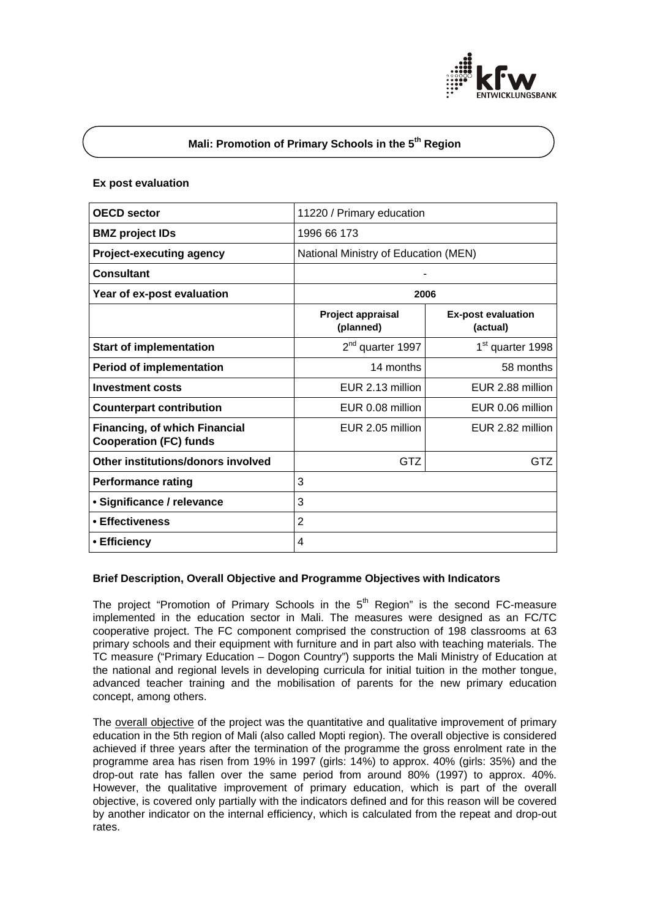# Mali: Promotion of Primary Schools in the 5th Region

**Ex post evaluation**

| **OECD sector** | 11220 / Primary education | |
|---|---|---|
| **BMZ project IDs** | 1996 66 173 | |
| **Project-executing agency** | National Ministry of Education (MEN) | |
| **Consultant** | - | |
| **Year of ex-post evaluation** | **2006** | |
| | **Project appraisal (planned)** | **Ex-post evaluation (actual)** |
| **Start of implementation** | 2nd quarter 1997 | 1st quarter 1998 |
| **Period of implementation** | 14 months | 58 months |
| **Investment costs** | EUR 2.13 million | EUR 2.88 million |
| **Counterpart contribution** | EUR 0.08 million | EUR 0.06 million |
| **Financing, of which Financial Cooperation (FC) funds** | EUR 2.05 million | EUR 2.82 million |
| **Other institutions/donors involved** | GTZ | GTZ |
| **Performance rating** | 3 | |
| **• Significance / relevance** | 3 | |
| **• Effectiveness** | 2 | |
| **• Efficiency** | 4 | |

**Brief Description, Overall Objective and Programme Objectives with Indicators**

The project "Promotion of Primary Schools in the 5th Region" is the second FC-measure implemented in the education sector in Mali. The measures were designed as an FC/TC cooperative project. The FC component comprised the construction of 198 classrooms at 63 primary schools and their equipment with furniture and in part also with teaching materials. The TC measure ("Primary Education – Dogon Country") supports the Mali Ministry of Education at the national and regional levels in developing curricula for initial tuition in the mother tongue, advanced teacher training and the mobilisation of parents for the new primary education concept, among others.

The overall objective of the project was the quantitative and qualitative improvement of primary education in the 5th region of Mali (also called Mopti region). The overall objective is considered achieved if three years after the termination of the programme the gross enrolment rate in the programme area has risen from 19% in 1997 (girls: 14%) to approx. 40% (girls: 35%) and the drop-out rate has fallen over the same period from around 80% (1997) to approx. 40%. However, the qualitative improvement of primary education, which is part of the overall objective, is covered only partially with the indicators defined and for this reason will be covered by another indicator on the internal efficiency, which is calculated from the repeat and drop-out rates.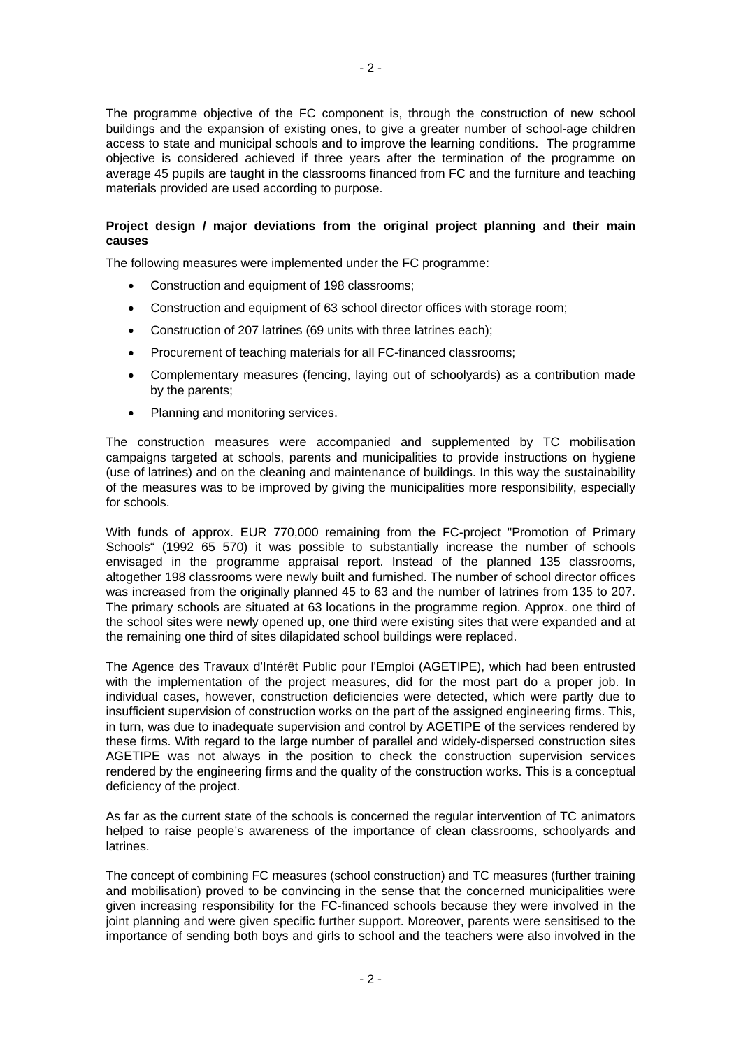The programme objective of the FC component is, through the construction of new school buildings and the expansion of existing ones, to give a greater number of school-age children access to state and municipal schools and to improve the learning conditions. The programme objective is considered achieved if three years after the termination of the programme on average 45 pupils are taught in the classrooms financed from FC and the furniture and teaching materials provided are used according to purpose.

**Project design / major deviations from the original project planning and their main causes**

The following measures were implemented under the FC programme:

- Construction and equipment of 198 classrooms;
- Construction and equipment of 63 school director offices with storage room;
- Construction of 207 latrines (69 units with three latrines each);
- Procurement of teaching materials for all FC-financed classrooms;
- Complementary measures (fencing, laying out of schoolyards) as a contribution made by the parents;
- Planning and monitoring services.

The construction measures were accompanied and supplemented by TC mobilisation campaigns targeted at schools, parents and municipalities to provide instructions on hygiene (use of latrines) and on the cleaning and maintenance of buildings. In this way the sustainability of the measures was to be improved by giving the municipalities more responsibility, especially for schools.

With funds of approx. EUR 770,000 remaining from the FC-project "Promotion of Primary Schools" (1992 65 570) it was possible to substantially increase the number of schools envisaged in the programme appraisal report. Instead of the planned 135 classrooms, altogether 198 classrooms were newly built and furnished. The number of school director offices was increased from the originally planned 45 to 63 and the number of latrines from 135 to 207. The primary schools are situated at 63 locations in the programme region. Approx. one third of the school sites were newly opened up, one third were existing sites that were expanded and at the remaining one third of sites dilapidated school buildings were replaced.

The Agence des Travaux d'Intérêt Public pour l'Emploi (AGETIPE), which had been entrusted with the implementation of the project measures, did for the most part do a proper job. In individual cases, however, construction deficiencies were detected, which were partly due to insufficient supervision of construction works on the part of the assigned engineering firms. This, in turn, was due to inadequate supervision and control by AGETIPE of the services rendered by these firms. With regard to the large number of parallel and widely-dispersed construction sites AGETIPE was not always in the position to check the construction supervision services rendered by the engineering firms and the quality of the construction works. This is a conceptual deficiency of the project.

As far as the current state of the schools is concerned the regular intervention of TC animators helped to raise people's awareness of the importance of clean classrooms, schoolyards and latrines.

The concept of combining FC measures (school construction) and TC measures (further training and mobilisation) proved to be convincing in the sense that the concerned municipalities were given increasing responsibility for the FC-financed schools because they were involved in the joint planning and were given specific further support. Moreover, parents were sensitised to the importance of sending both boys and girls to school and the teachers were also involved in the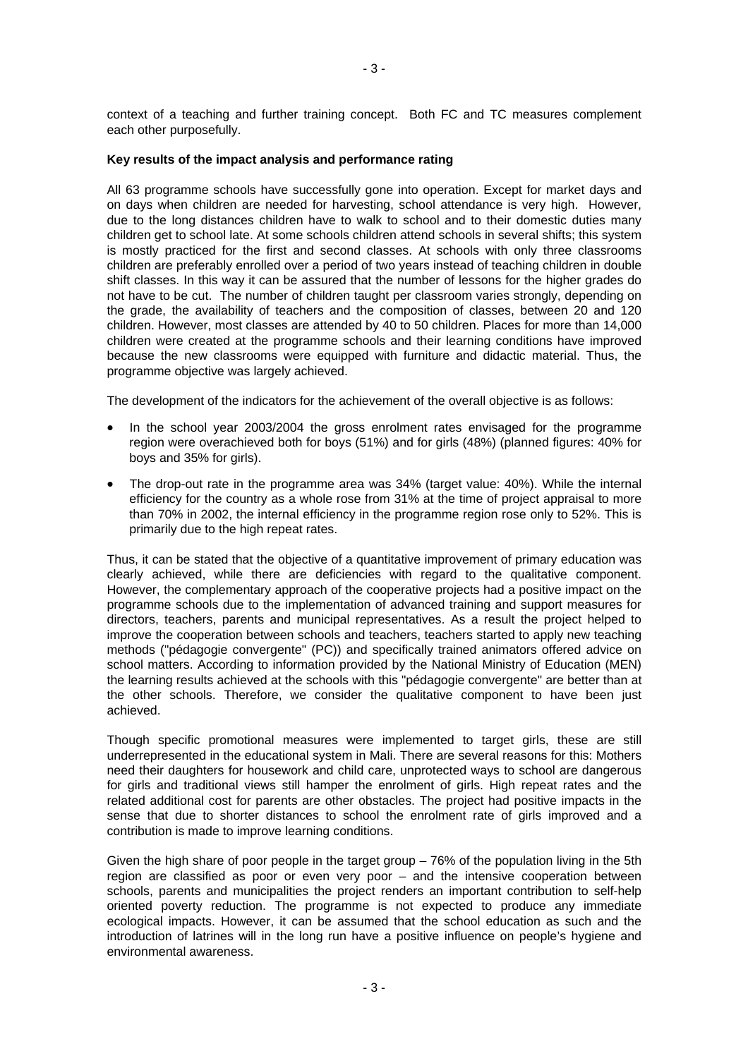context of a teaching and further training concept. Both FC and TC measures complement each other purposefully.

**Key results of the impact analysis and performance rating**

All 63 programme schools have successfully gone into operation. Except for market days and on days when children are needed for harvesting, school attendance is very high. However, due to the long distances children have to walk to school and to their domestic duties many children get to school late. At some schools children attend schools in several shifts; this system is mostly practiced for the first and second classes. At schools with only three classrooms children are preferably enrolled over a period of two years instead of teaching children in double shift classes. In this way it can be assured that the number of lessons for the higher grades do not have to be cut. The number of children taught per classroom varies strongly, depending on the grade, the availability of teachers and the composition of classes, between 20 and 120 children. However, most classes are attended by 40 to 50 children. Places for more than 14,000 children were created at the programme schools and their learning conditions have improved because the new classrooms were equipped with furniture and didactic material. Thus, the programme objective was largely achieved.

The development of the indicators for the achievement of the overall objective is as follows:

- In the school year 2003/2004 the gross enrolment rates envisaged for the programme region were overachieved both for boys (51%) and for girls (48%) (planned figures: 40% for boys and 35% for girls).
- The drop-out rate in the programme area was 34% (target value: 40%). While the internal efficiency for the country as a whole rose from 31% at the time of project appraisal to more than 70% in 2002, the internal efficiency in the programme region rose only to 52%. This is primarily due to the high repeat rates.

Thus, it can be stated that the objective of a quantitative improvement of primary education was clearly achieved, while there are deficiencies with regard to the qualitative component. However, the complementary approach of the cooperative projects had a positive impact on the programme schools due to the implementation of advanced training and support measures for directors, teachers, parents and municipal representatives. As a result the project helped to improve the cooperation between schools and teachers, teachers started to apply new teaching methods ("pédagogie convergente" (PC)) and specifically trained animators offered advice on school matters. According to information provided by the National Ministry of Education (MEN) the learning results achieved at the schools with this "pédagogie convergente" are better than at the other schools. Therefore, we consider the qualitative component to have been just achieved.

Though specific promotional measures were implemented to target girls, these are still underrepresented in the educational system in Mali. There are several reasons for this: Mothers need their daughters for housework and child care, unprotected ways to school are dangerous for girls and traditional views still hamper the enrolment of girls. High repeat rates and the related additional cost for parents are other obstacles. The project had positive impacts in the sense that due to shorter distances to school the enrolment rate of girls improved and a contribution is made to improve learning conditions.

Given the high share of poor people in the target group – 76% of the population living in the 5th region are classified as poor or even very poor – and the intensive cooperation between schools, parents and municipalities the project renders an important contribution to self-help oriented poverty reduction. The programme is not expected to produce any immediate ecological impacts. However, it can be assumed that the school education as such and the introduction of latrines will in the long run have a positive influence on people's hygiene and environmental awareness.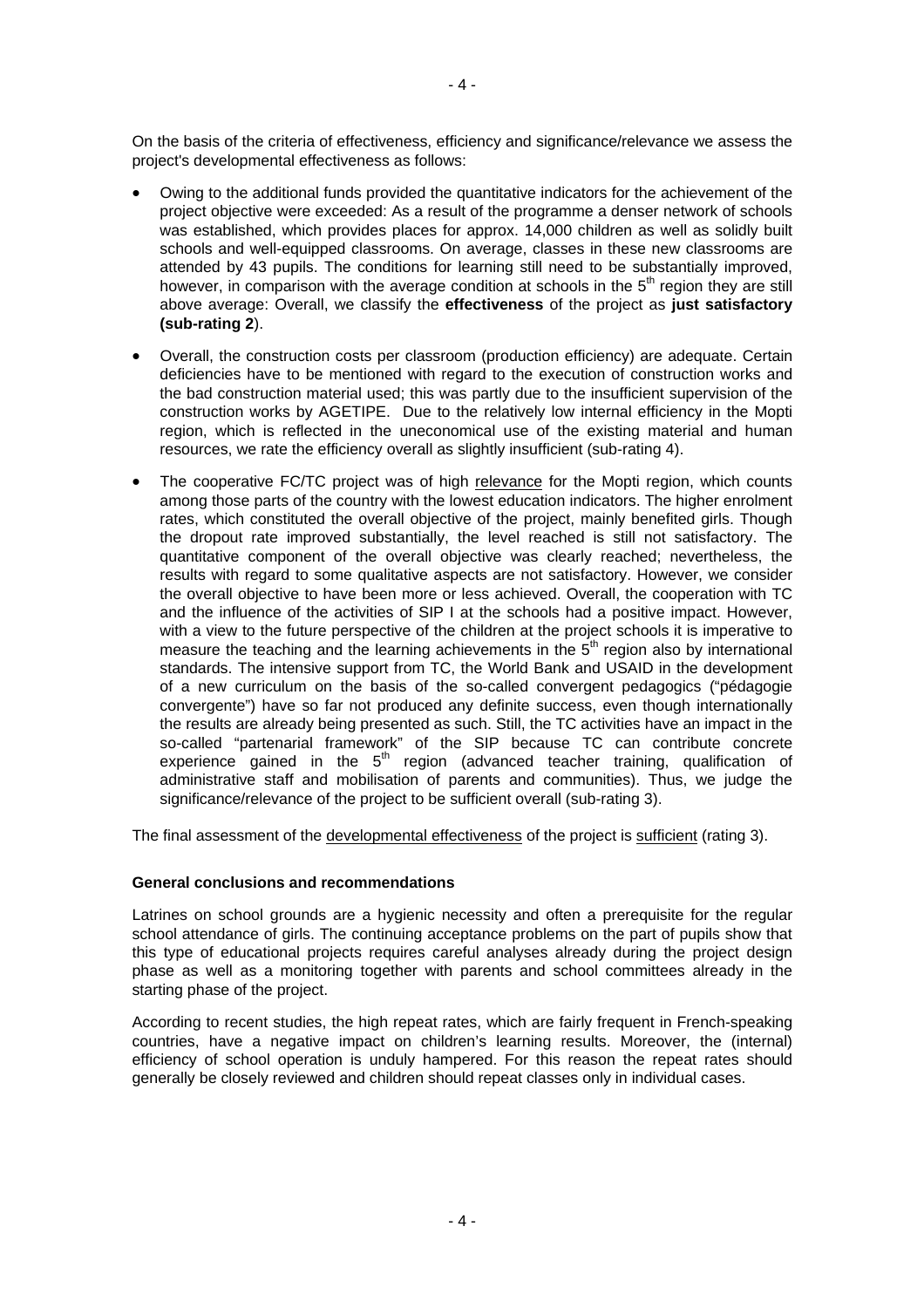On the basis of the criteria of effectiveness, efficiency and significance/relevance we assess the project's developmental effectiveness as follows:

- Owing to the additional funds provided the quantitative indicators for the achievement of the project objective were exceeded: As a result of the programme a denser network of schools was established, which provides places for approx. 14,000 children as well as solidly built schools and well-equipped classrooms. On average, classes in these new classrooms are attended by 43 pupils. The conditions for learning still need to be substantially improved, however, in comparison with the average condition at schools in the 5th region they are still above average: Overall, we classify the **effectiveness** of the project as **just satisfactory (sub-rating 2**).
- Overall, the construction costs per classroom (production efficiency) are adequate. Certain deficiencies have to be mentioned with regard to the execution of construction works and the bad construction material used; this was partly due to the insufficient supervision of the construction works by AGETIPE. Due to the relatively low internal efficiency in the Mopti region, which is reflected in the uneconomical use of the existing material and human resources, we rate the efficiency overall as slightly insufficient (sub-rating 4).
- The cooperative FC/TC project was of high relevance for the Mopti region, which counts among those parts of the country with the lowest education indicators. The higher enrolment rates, which constituted the overall objective of the project, mainly benefited girls. Though the dropout rate improved substantially, the level reached is still not satisfactory. The quantitative component of the overall objective was clearly reached; nevertheless, the results with regard to some qualitative aspects are not satisfactory. However, we consider the overall objective to have been more or less achieved. Overall, the cooperation with TC and the influence of the activities of SIP I at the schools had a positive impact. However, with a view to the future perspective of the children at the project schools it is imperative to measure the teaching and the learning achievements in the 5th region also by international standards. The intensive support from TC, the World Bank and USAID in the development of a new curriculum on the basis of the so-called convergent pedagogics ("pédagogie convergente") have so far not produced any definite success, even though internationally the results are already being presented as such. Still, the TC activities have an impact in the so-called "partenarial framework" of the SIP because TC can contribute concrete experience gained in the 5th region (advanced teacher training, qualification of administrative staff and mobilisation of parents and communities). Thus, we judge the significance/relevance of the project to be sufficient overall (sub-rating 3).

The final assessment of the developmental effectiveness of the project is sufficient (rating 3).

**General conclusions and recommendations**

Latrines on school grounds are a hygienic necessity and often a prerequisite for the regular school attendance of girls. The continuing acceptance problems on the part of pupils show that this type of educational projects requires careful analyses already during the project design phase as well as a monitoring together with parents and school committees already in the starting phase of the project.

According to recent studies, the high repeat rates, which are fairly frequent in French-speaking countries, have a negative impact on children's learning results. Moreover, the (internal) efficiency of school operation is unduly hampered. For this reason the repeat rates should generally be closely reviewed and children should repeat classes only in individual cases.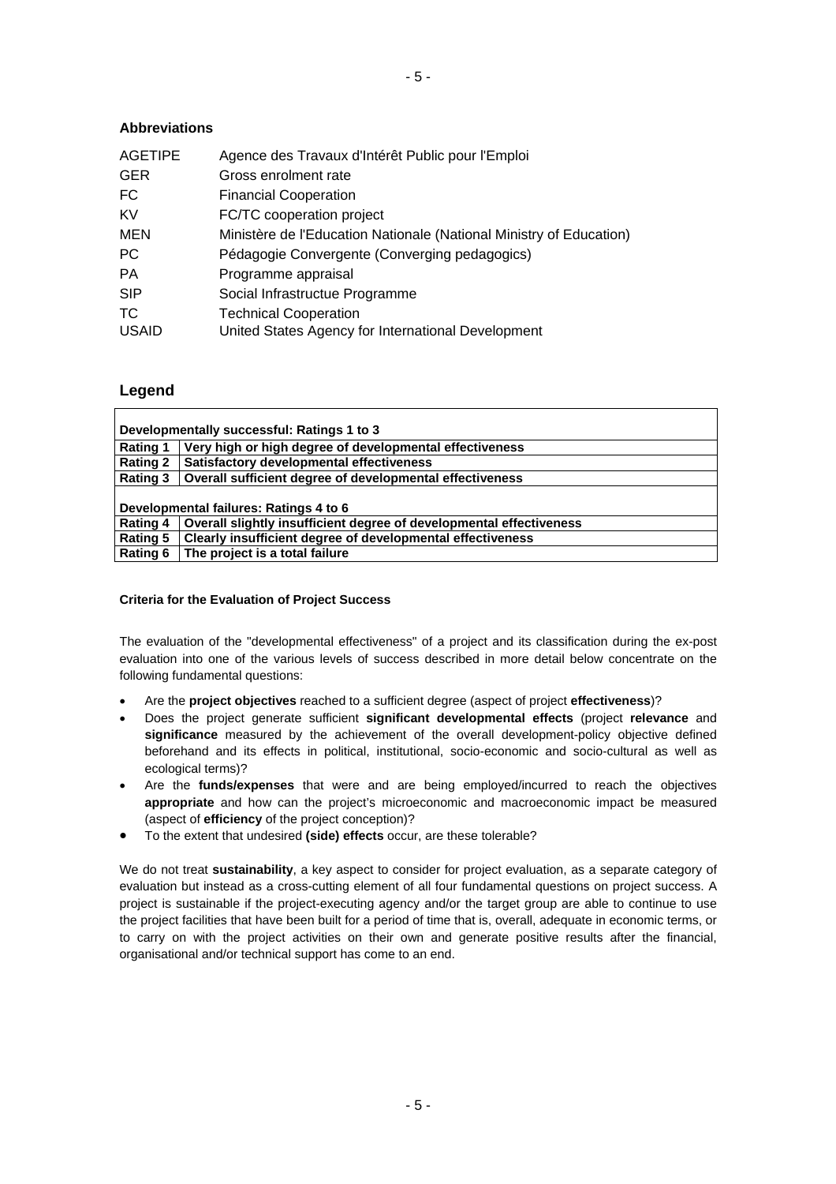## Abbreviations

| | |
|---|---|
| AGETIPE | Agence des Travaux d'Intérêt Public pour l'Emploi |
| GER | Gross enrolment rate |
| FC | Financial Cooperation |
| KV | FC/TC cooperation project |
| MEN | Ministère de l'Education Nationale (National Ministry of Education) |
| PC | Pédagogie Convergente (Converging pedagogics) |
| PA | Programme appraisal |
| SIP | Social Infrastructue Programme |
| TC | Technical Cooperation |
| USAID | United States Agency for International Development |

## Legend

| | |
|---|---|
| **Developmentally successful: Ratings 1 to 3** | |
| **Rating 1** | **Very high or high degree of developmental effectiveness** |
| **Rating 2** | **Satisfactory developmental effectiveness** |
| **Rating 3** | **Overall sufficient degree of developmental effectiveness** |
| **Developmental failures: Ratings 4 to 6** | |
| **Rating 4** | **Overall slightly insufficient degree of developmental effectiveness** |
| **Rating 5** | **Clearly insufficient degree of developmental effectiveness** |
| **Rating 6** | **The project is a total failure** |

#### Criteria for the Evaluation of Project Success

The evaluation of the "developmental effectiveness" of a project and its classification during the ex-post evaluation into one of the various levels of success described in more detail below concentrate on the following fundamental questions:

- Are the **project objectives** reached to a sufficient degree (aspect of project **effectiveness**)?
- Does the project generate sufficient **significant developmental effects** (project **relevance** and **significance** measured by the achievement of the overall development-policy objective defined beforehand and its effects in political, institutional, socio-economic and socio-cultural as well as ecological terms)?
- Are the **funds/expenses** that were and are being employed/incurred to reach the objectives **appropriate** and how can the project's microeconomic and macroeconomic impact be measured (aspect of **efficiency** of the project conception)?
- To the extent that undesired **(side) effects** occur, are these tolerable?

We do not treat **sustainability**, a key aspect to consider for project evaluation, as a separate category of evaluation but instead as a cross-cutting element of all four fundamental questions on project success. A project is sustainable if the project-executing agency and/or the target group are able to continue to use the project facilities that have been built for a period of time that is, overall, adequate in economic terms, or to carry on with the project activities on their own and generate positive results after the financial, organisational and/or technical support has come to an end.